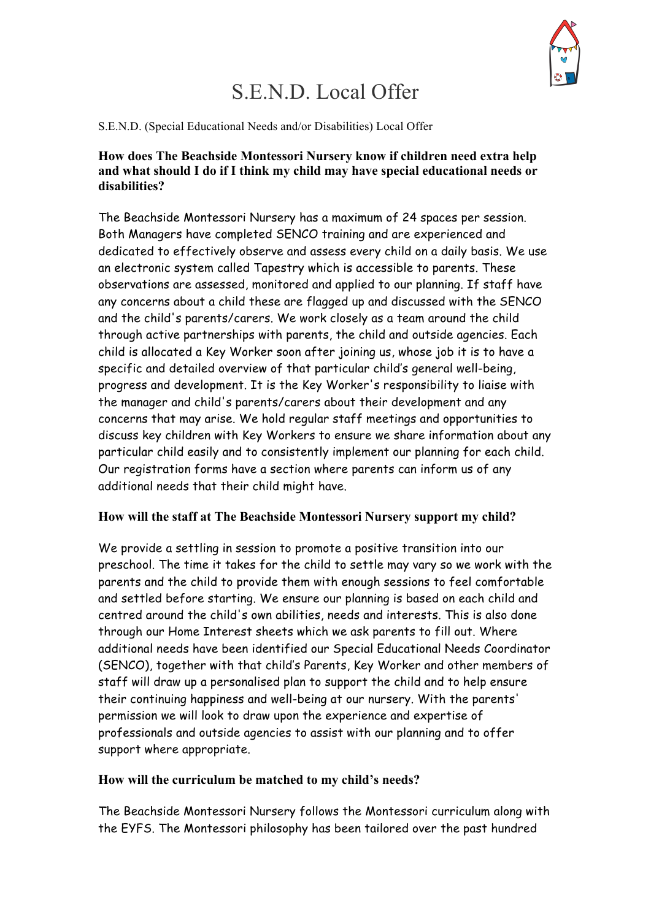# S.E.N.D. Local Offer

S.E.N.D. (Special Educational Needs and/or Disabilities) Local Offer

**How does The Beachside Montessori Nursery know if children need extra help and what should I do if I think my child may have special educational needs or disabilities?**

The Beachside Montessori Nursery has a maximum of 24 spaces per session. Both Managers have completed SENCO training and are experienced and dedicated to effectively observe and assess every child on a daily basis. We use an electronic system called Tapestry which is accessible to parents. These observations are assessed, monitored and applied to our planning. If staff have any concerns about a child these are flagged up and discussed with the SENCO and the child's parents/carers. We work closely as a team around the child through active partnerships with parents, the child and outside agencies. Each child is allocated a Key Worker soon after joining us, whose job it is to have a specific and detailed overview of that particular child's general well-being, progress and development. It is the Key Worker's responsibility to liaise with the manager and child's parents/carers about their development and any concerns that may arise. We hold regular staff meetings and opportunities to discuss key children with Key Workers to ensure we share information about any particular child easily and to consistently implement our planning for each child. Our registration forms have a section where parents can inform us of any additional needs that their child might have.

**How will the staff at The Beachside Montessori Nursery support my child?**

We provide a settling in session to promote a positive transition into our preschool. The time it takes for the child to settle may vary so we work with the parents and the child to provide them with enough sessions to feel comfortable and settled before starting. We ensure our planning is based on each child and centred around the child's own abilities, needs and interests. This is also done through our Home Interest sheets which we ask parents to fill out. Where additional needs have been identified our Special Educational Needs Coordinator (SENCO), together with that child's Parents, Key Worker and other members of staff will draw up a personalised plan to support the child and to help ensure their continuing happiness and well-being at our nursery. With the parents' permission we will look to draw upon the experience and expertise of professionals and outside agencies to assist with our planning and to offer support where appropriate.

**How will the curriculum be matched to my child's needs?**

The Beachside Montessori Nursery follows the Montessori curriculum along with the EYFS. The Montessori philosophy has been tailored over the past hundred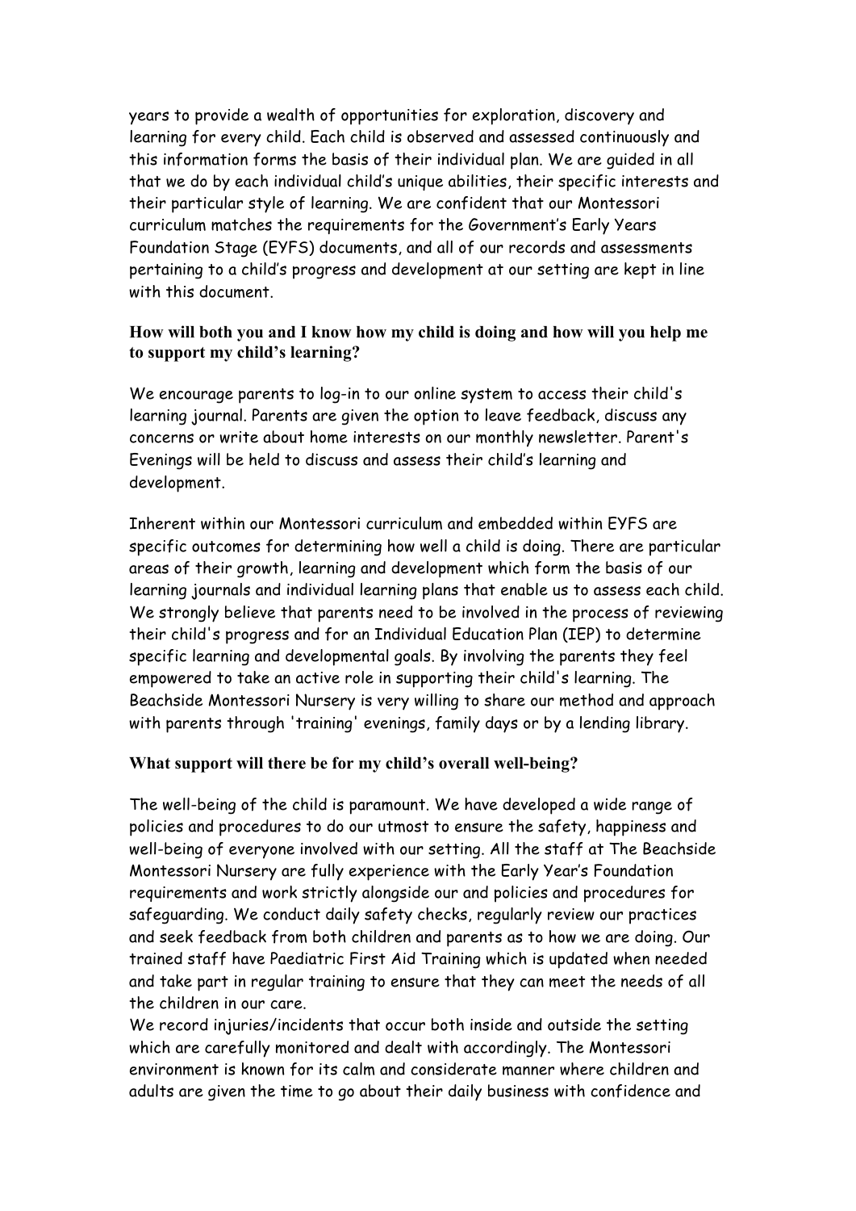years to provide a wealth of opportunities for exploration, discovery and learning for every child. Each child is observed and assessed continuously and this information forms the basis of their individual plan. We are guided in all that we do by each individual child's unique abilities, their specific interests and their particular style of learning. We are confident that our Montessori curriculum matches the requirements for the Government's Early Years Foundation Stage (EYFS) documents, and all of our records and assessments pertaining to a child's progress and development at our setting are kept in line with this document.

**How will both you and I know how my child is doing and how will you help me to support my child's learning?**

We encourage parents to log-in to our online system to access their child's learning journal. Parents are given the option to leave feedback, discuss any concerns or write about home interests on our monthly newsletter. Parent's Evenings will be held to discuss and assess their child's learning and development.

Inherent within our Montessori curriculum and embedded within EYFS are specific outcomes for determining how well a child is doing. There are particular areas of their growth, learning and development which form the basis of our learning journals and individual learning plans that enable us to assess each child. We strongly believe that parents need to be involved in the process of reviewing their child's progress and for an Individual Education Plan (IEP) to determine specific learning and developmental goals. By involving the parents they feel empowered to take an active role in supporting their child's learning. The Beachside Montessori Nursery is very willing to share our method and approach with parents through 'training' evenings, family days or by a lending library.

**What support will there be for my child's overall well-being?**

The well-being of the child is paramount. We have developed a wide range of policies and procedures to do our utmost to ensure the safety, happiness and well-being of everyone involved with our setting. All the staff at The Beachside Montessori Nursery are fully experience with the Early Year's Foundation requirements and work strictly alongside our and policies and procedures for safeguarding. We conduct daily safety checks, regularly review our practices and seek feedback from both children and parents as to how we are doing. Our trained staff have Paediatric First Aid Training which is updated when needed and take part in regular training to ensure that they can meet the needs of all the children in our care.

We record injuries/incidents that occur both inside and outside the setting which are carefully monitored and dealt with accordingly. The Montessori environment is known for its calm and considerate manner where children and adults are given the time to go about their daily business with confidence and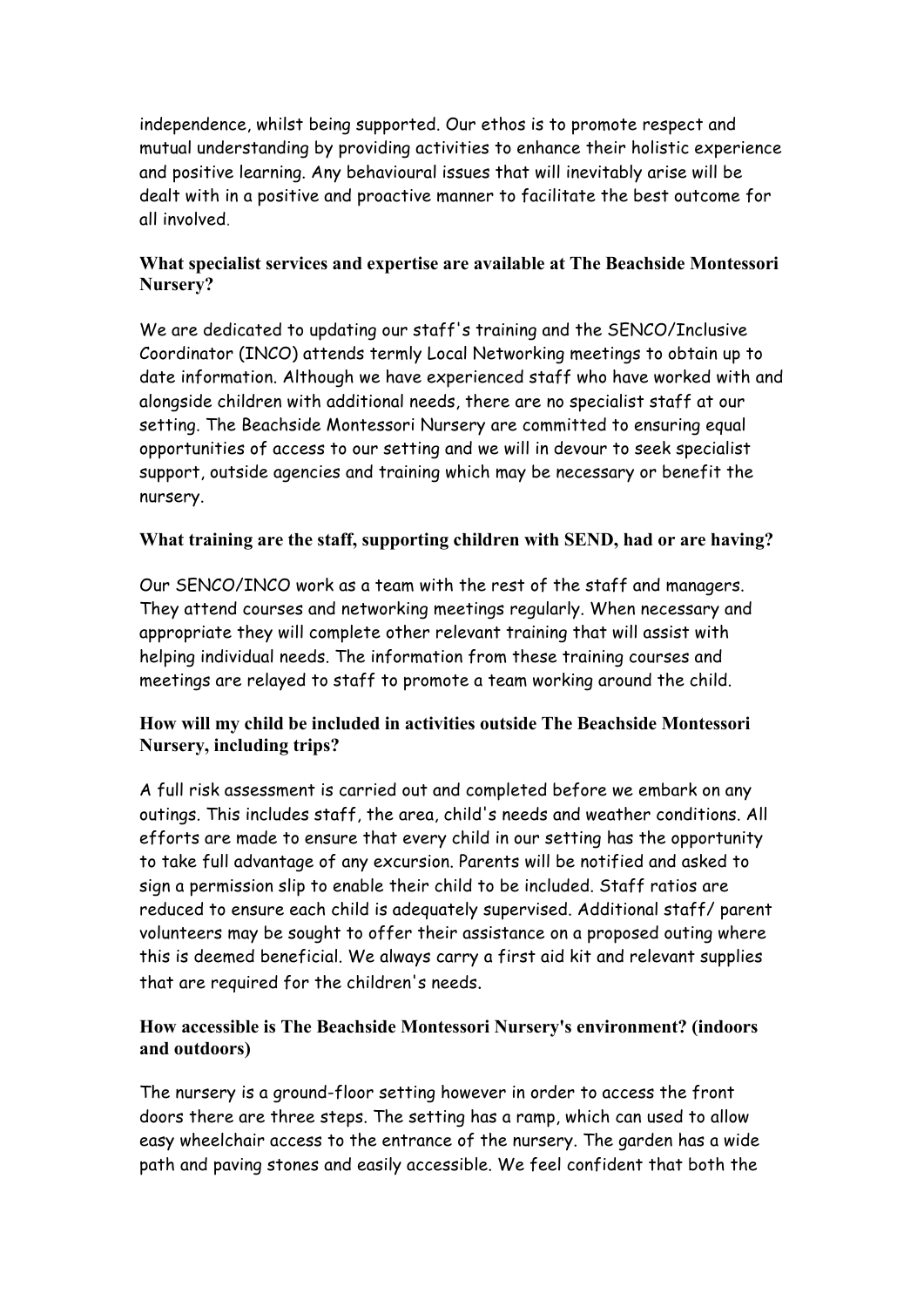independence, whilst being supported. Our ethos is to promote respect and mutual understanding by providing activities to enhance their holistic experience and positive learning. Any behavioural issues that will inevitably arise will be dealt with in a positive and proactive manner to facilitate the best outcome for all involved.

**What specialist services and expertise are available at The Beachside Montessori Nursery?**

We are dedicated to updating our staff's training and the SENCO/Inclusive Coordinator (INCO) attends termly Local Networking meetings to obtain up to date information. Although we have experienced staff who have worked with and alongside children with additional needs, there are no specialist staff at our setting. The Beachside Montessori Nursery are committed to ensuring equal opportunities of access to our setting and we will in devour to seek specialist support, outside agencies and training which may be necessary or benefit the nursery.

**What training are the staff, supporting children with SEND, had or are having?**

Our SENCO/INCO work as a team with the rest of the staff and managers. They attend courses and networking meetings regularly. When necessary and appropriate they will complete other relevant training that will assist with helping individual needs. The information from these training courses and meetings are relayed to staff to promote a team working around the child.

**How will my child be included in activities outside The Beachside Montessori Nursery, including trips?**

A full risk assessment is carried out and completed before we embark on any outings. This includes staff, the area, child's needs and weather conditions. All efforts are made to ensure that every child in our setting has the opportunity to take full advantage of any excursion. Parents will be notified and asked to sign a permission slip to enable their child to be included. Staff ratios are reduced to ensure each child is adequately supervised. Additional staff/ parent volunteers may be sought to offer their assistance on a proposed outing where this is deemed beneficial. We always carry a first aid kit and relevant supplies that are required for the children's needs.

**How accessible is The Beachside Montessori Nursery's environment? (indoors and outdoors)**

The nursery is a ground-floor setting however in order to access the front doors there are three steps. The setting has a ramp, which can used to allow easy wheelchair access to the entrance of the nursery. The garden has a wide path and paving stones and easily accessible. We feel confident that both the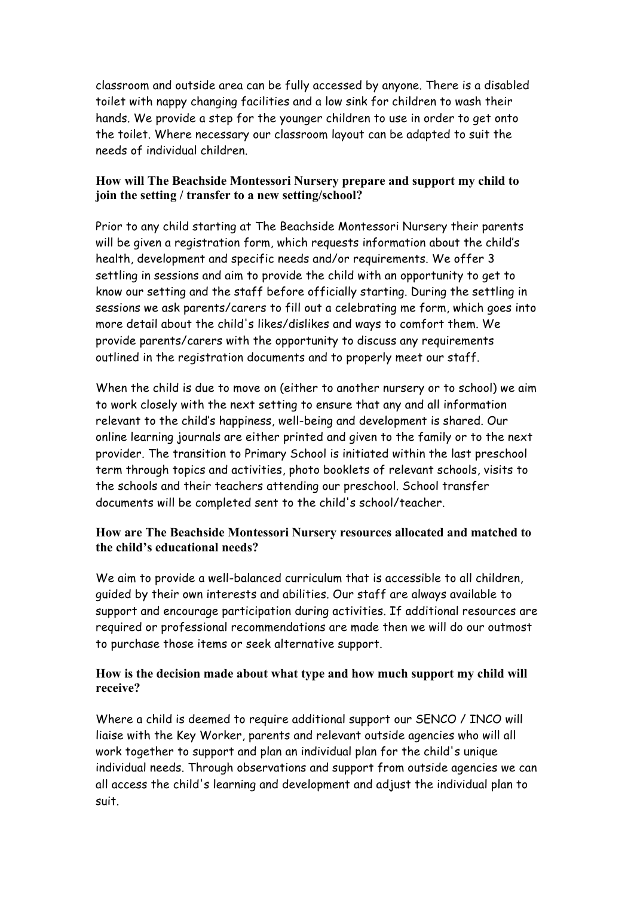classroom and outside area can be fully accessed by anyone. There is a disabled toilet with nappy changing facilities and a low sink for children to wash their hands. We provide a step for the younger children to use in order to get onto the toilet. Where necessary our classroom layout can be adapted to suit the needs of individual children.

### How will The Beachside Montessori Nursery prepare and support my child to join the setting / transfer to a new setting/school?

Prior to any child starting at The Beachside Montessori Nursery their parents will be given a registration form, which requests information about the child's health, development and specific needs and/or requirements. We offer 3 settling in sessions and aim to provide the child with an opportunity to get to know our setting and the staff before officially starting. During the settling in sessions we ask parents/carers to fill out a celebrating me form, which goes into more detail about the child's likes/dislikes and ways to comfort them. We provide parents/carers with the opportunity to discuss any requirements outlined in the registration documents and to properly meet our staff.

When the child is due to move on (either to another nursery or to school) we aim to work closely with the next setting to ensure that any and all information relevant to the child's happiness, well-being and development is shared. Our online learning journals are either printed and given to the family or to the next provider. The transition to Primary School is initiated within the last preschool term through topics and activities, photo booklets of relevant schools, visits to the schools and their teachers attending our preschool. School transfer documents will be completed sent to the child's school/teacher.

### How are The Beachside Montessori Nursery resources allocated and matched to the child's educational needs?

We aim to provide a well-balanced curriculum that is accessible to all children, guided by their own interests and abilities. Our staff are always available to support and encourage participation during activities. If additional resources are required or professional recommendations are made then we will do our outmost to purchase those items or seek alternative support.

### How is the decision made about what type and how much support my child will receive?

Where a child is deemed to require additional support our SENCO / INCO will liaise with the Key Worker, parents and relevant outside agencies who will all work together to support and plan an individual plan for the child's unique individual needs. Through observations and support from outside agencies we can all access the child's learning and development and adjust the individual plan to suit.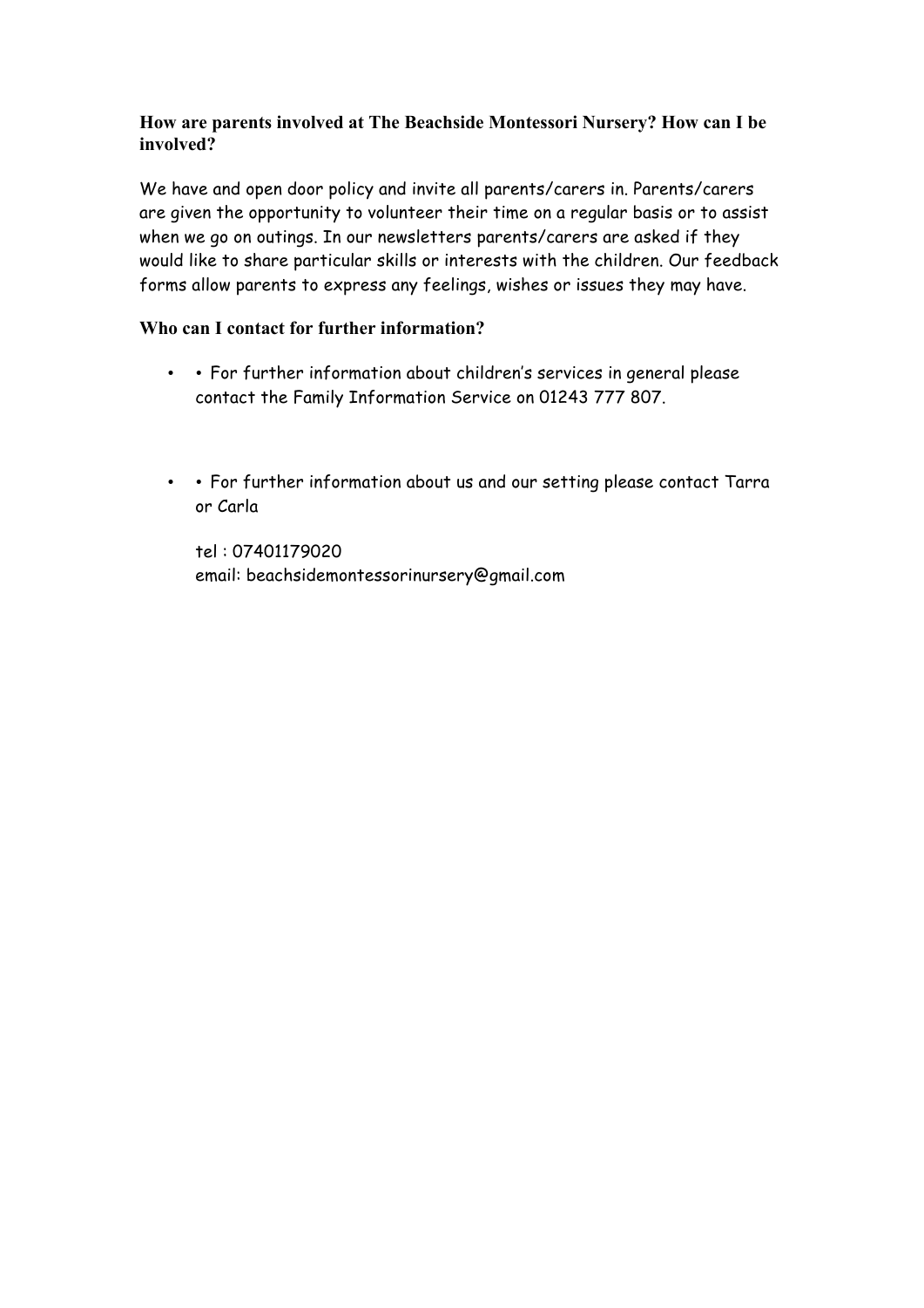**How are parents involved at The Beachside Montessori Nursery? How can I be involved?**

We have and open door policy and invite all parents/carers in. Parents/carers are given the opportunity to volunteer their time on a regular basis or to assist when we go on outings. In our newsletters parents/carers are asked if they would like to share particular skills or interests with the children. Our feedback forms allow parents to express any feelings, wishes or issues they may have.

**Who can I contact for further information?**

- • For further information about children's services in general please contact the Family Information Service on 01243 777 807.

- • For further information about us and our setting please contact Tarra or Carla

  tel : 07401179020
  email: beachsidemontessorinursery@gmail.com